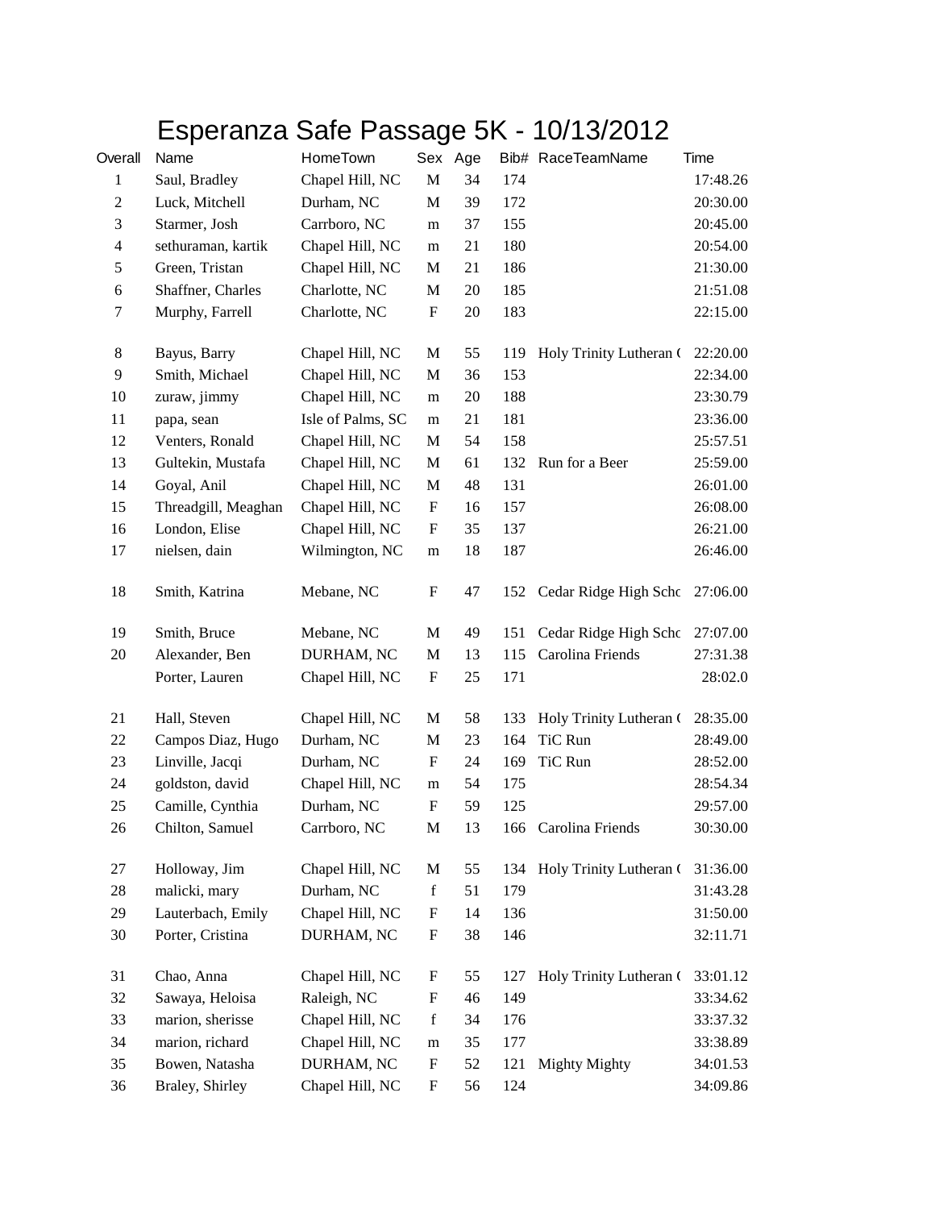# Esperanza Safe Passage 5K - 10/13/2012

| Overall | Name | HomeTown | Sex | Age | Bib# | RaceTeamName | Time |
|---|---|---|---|---|---|---|---|
| 1 | Saul, Bradley | Chapel Hill, NC | M | 34 | 174 | | 17:48.26 |
| 2 | Luck, Mitchell | Durham, NC | M | 39 | 172 | | 20:30.00 |
| 3 | Starmer, Josh | Carrboro, NC | m | 37 | 155 | | 20:45.00 |
| 4 | sethuraman, kartik | Chapel Hill, NC | m | 21 | 180 | | 20:54.00 |
| 5 | Green, Tristan | Chapel Hill, NC | M | 21 | 186 | | 21:30.00 |
| 6 | Shaffner, Charles | Charlotte, NC | M | 20 | 185 | | 21:51.08 |
| 7 | Murphy, Farrell | Charlotte, NC | F | 20 | 183 | | 22:15.00 |
| 8 | Bayus, Barry | Chapel Hill, NC | M | 55 | 119 | Holy Trinity Lutheran ( | 22:20.00 |
| 9 | Smith, Michael | Chapel Hill, NC | M | 36 | 153 | | 22:34.00 |
| 10 | zuraw, jimmy | Chapel Hill, NC | m | 20 | 188 | | 23:30.79 |
| 11 | papa, sean | Isle of Palms, SC | m | 21 | 181 | | 23:36.00 |
| 12 | Venters, Ronald | Chapel Hill, NC | M | 54 | 158 | | 25:57.51 |
| 13 | Gultekin, Mustafa | Chapel Hill, NC | M | 61 | 132 | Run for a Beer | 25:59.00 |
| 14 | Goyal, Anil | Chapel Hill, NC | M | 48 | 131 | | 26:01.00 |
| 15 | Threadgill, Meaghan | Chapel Hill, NC | F | 16 | 157 | | 26:08.00 |
| 16 | London, Elise | Chapel Hill, NC | F | 35 | 137 | | 26:21.00 |
| 17 | nielsen, dain | Wilmington, NC | m | 18 | 187 | | 26:46.00 |
| 18 | Smith, Katrina | Mebane, NC | F | 47 | 152 | Cedar Ridge High Scho | 27:06.00 |
| 19 | Smith, Bruce | Mebane, NC | M | 49 | 151 | Cedar Ridge High Scho | 27:07.00 |
| 20 | Alexander, Ben | DURHAM, NC | M | 13 | 115 | Carolina Friends | 27:31.38 |
| | Porter, Lauren | Chapel Hill, NC | F | 25 | 171 | | 28:02.0 |
| 21 | Hall, Steven | Chapel Hill, NC | M | 58 | 133 | Holy Trinity Lutheran ( | 28:35.00 |
| 22 | Campos Diaz, Hugo | Durham, NC | M | 23 | 164 | TiC Run | 28:49.00 |
| 23 | Linville, Jacqi | Durham, NC | F | 24 | 169 | TiC Run | 28:52.00 |
| 24 | goldston, david | Chapel Hill, NC | m | 54 | 175 | | 28:54.34 |
| 25 | Camille, Cynthia | Durham, NC | F | 59 | 125 | | 29:57.00 |
| 26 | Chilton, Samuel | Carrboro, NC | M | 13 | 166 | Carolina Friends | 30:30.00 |
| 27 | Holloway, Jim | Chapel Hill, NC | M | 55 | 134 | Holy Trinity Lutheran ( | 31:36.00 |
| 28 | malicki, mary | Durham, NC | f | 51 | 179 | | 31:43.28 |
| 29 | Lauterbach, Emily | Chapel Hill, NC | F | 14 | 136 | | 31:50.00 |
| 30 | Porter, Cristina | DURHAM, NC | F | 38 | 146 | | 32:11.71 |
| 31 | Chao, Anna | Chapel Hill, NC | F | 55 | 127 | Holy Trinity Lutheran ( | 33:01.12 |
| 32 | Sawaya, Heloisa | Raleigh, NC | F | 46 | 149 | | 33:34.62 |
| 33 | marion, sherisse | Chapel Hill, NC | f | 34 | 176 | | 33:37.32 |
| 34 | marion, richard | Chapel Hill, NC | m | 35 | 177 | | 33:38.89 |
| 35 | Bowen, Natasha | DURHAM, NC | F | 52 | 121 | Mighty Mighty | 34:01.53 |
| 36 | Braley, Shirley | Chapel Hill, NC | F | 56 | 124 | | 34:09.86 |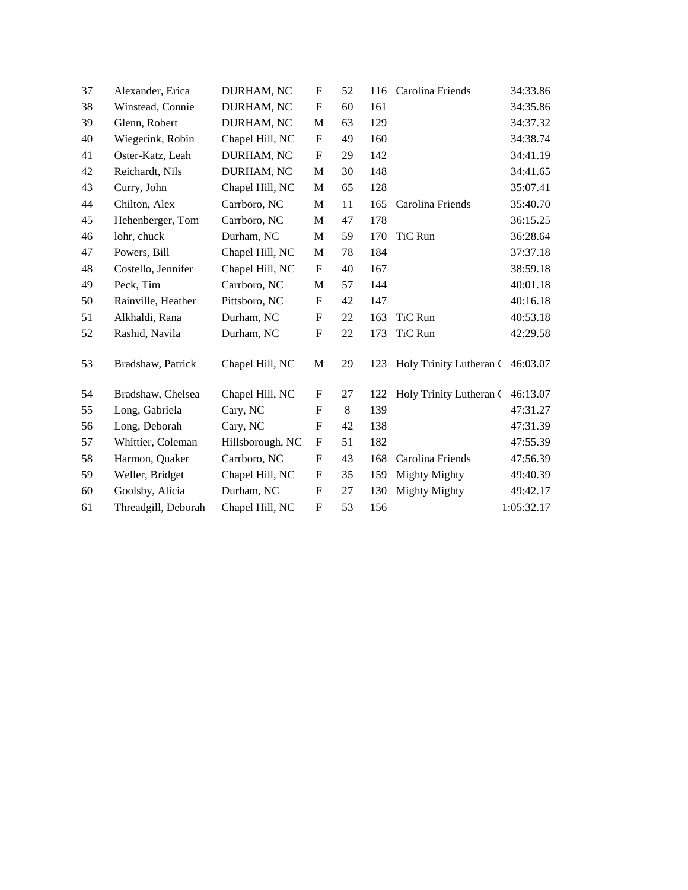| | | | | | | | |
|---|---|---|---|---|---|---|---|
| 37 | Alexander, Erica | DURHAM, NC | F | 52 | 116 | Carolina Friends | 34:33.86 |
| 38 | Winstead, Connie | DURHAM, NC | F | 60 | 161 | | 34:35.86 |
| 39 | Glenn, Robert | DURHAM, NC | M | 63 | 129 | | 34:37.32 |
| 40 | Wiegerink, Robin | Chapel Hill, NC | F | 49 | 160 | | 34:38.74 |
| 41 | Oster-Katz, Leah | DURHAM, NC | F | 29 | 142 | | 34:41.19 |
| 42 | Reichardt, Nils | DURHAM, NC | M | 30 | 148 | | 34:41.65 |
| 43 | Curry, John | Chapel Hill, NC | M | 65 | 128 | | 35:07.41 |
| 44 | Chilton, Alex | Carrboro, NC | M | 11 | 165 | Carolina Friends | 35:40.70 |
| 45 | Hehenberger, Tom | Carrboro, NC | M | 47 | 178 | | 36:15.25 |
| 46 | lohr, chuck | Durham, NC | M | 59 | 170 | TiC Run | 36:28.64 |
| 47 | Powers, Bill | Chapel Hill, NC | M | 78 | 184 | | 37:37.18 |
| 48 | Costello, Jennifer | Chapel Hill, NC | F | 40 | 167 | | 38:59.18 |
| 49 | Peck, Tim | Carrboro, NC | M | 57 | 144 | | 40:01.18 |
| 50 | Rainville, Heather | Pittsboro, NC | F | 42 | 147 | | 40:16.18 |
| 51 | Alkhaldi, Rana | Durham, NC | F | 22 | 163 | TiC Run | 40:53.18 |
| 52 | Rashid, Navila | Durham, NC | F | 22 | 173 | TiC Run | 42:29.58 |
| 53 | Bradshaw, Patrick | Chapel Hill, NC | M | 29 | 123 | Holy Trinity Lutheran ( | 46:03.07 |
| 54 | Bradshaw, Chelsea | Chapel Hill, NC | F | 27 | 122 | Holy Trinity Lutheran ( | 46:13.07 |
| 55 | Long, Gabriela | Cary, NC | F | 8 | 139 | | 47:31.27 |
| 56 | Long, Deborah | Cary, NC | F | 42 | 138 | | 47:31.39 |
| 57 | Whittier, Coleman | Hillsborough, NC | F | 51 | 182 | | 47:55.39 |
| 58 | Harmon, Quaker | Carrboro, NC | F | 43 | 168 | Carolina Friends | 47:56.39 |
| 59 | Weller, Bridget | Chapel Hill, NC | F | 35 | 159 | Mighty Mighty | 49:40.39 |
| 60 | Goolsby, Alicia | Durham, NC | F | 27 | 130 | Mighty Mighty | 49:42.17 |
| 61 | Threadgill, Deborah | Chapel Hill, NC | F | 53 | 156 | | 1:05:32.17 |